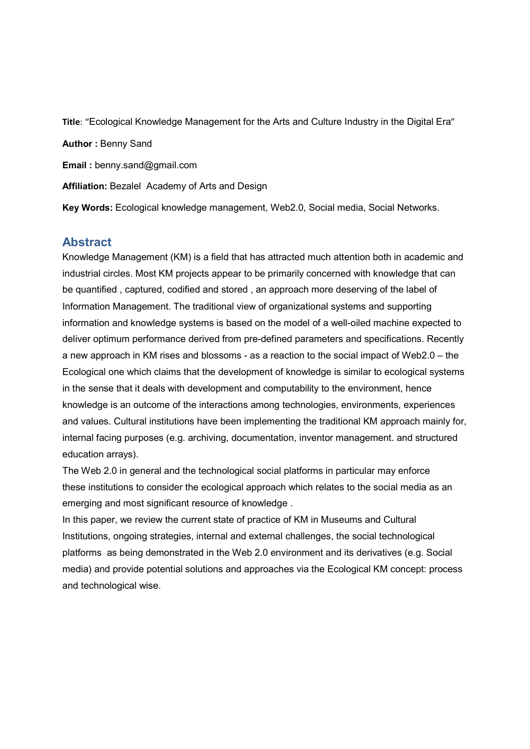**Title**: "Ecological Knowledge Management for the Arts and Culture Industry in the Digital Era"

**Author :** Benny Sand

**Email :** benny.sand@gmail.com

**Affiliation:** Bezalel Academy of Arts and Design

**Key Words:** Ecological knowledge management, Web2.0, Social media, Social Networks.

## Abstract

Knowledge Management (KM) is a field that has attracted much attention both in academic and industrial circles. Most KM projects appear to be primarily concerned with knowledge that can be quantified , captured, codified and stored , an approach more deserving of the label of Information Management. The traditional view of organizational systems and supporting information and knowledge systems is based on the model of a well-oiled machine expected to deliver optimum performance derived from pre-defined parameters and specifications. Recently a new approach in KM rises and blossoms - as a reaction to the social impact of Web2.0 – the Ecological one which claims that the development of knowledge is similar to ecological systems in the sense that it deals with development and computability to the environment, hence knowledge is an outcome of the interactions among technologies, environments, experiences and values. Cultural institutions have been implementing the traditional KM approach mainly for, internal facing purposes (e.g. archiving, documentation, inventor management. and structured education arrays).

The Web 2.0 in general and the technological social platforms in particular may enforce these institutions to consider the ecological approach which relates to the social media as an emerging and most significant resource of knowledge .

In this paper, we review the current state of practice of KM in Museums and Cultural Institutions, ongoing strategies, internal and external challenges, the social technological platforms as being demonstrated in the Web 2.0 environment and its derivatives (e.g. Social media) and provide potential solutions and approaches via the Ecological KM concept: process and technological wise.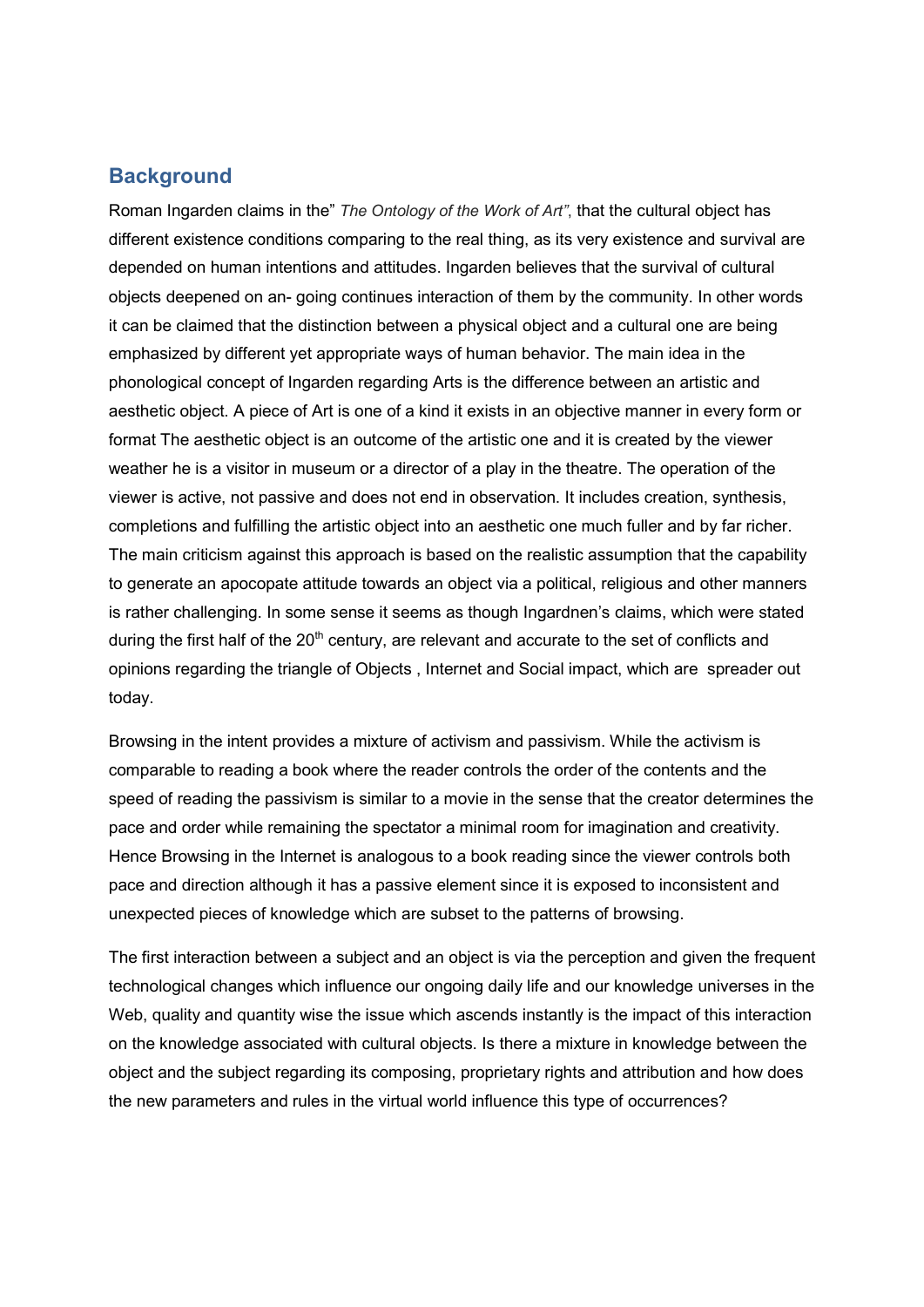## Background

Roman Ingarden claims in the" *The Ontology of the Work of Art"*, that the cultural object has different existence conditions comparing to the real thing, as its very existence and survival are depended on human intentions and attitudes. Ingarden believes that the survival of cultural objects deepened on an- going continues interaction of them by the community. In other words it can be claimed that the distinction between a physical object and a cultural one are being emphasized by different yet appropriate ways of human behavior. The main idea in the phonological concept of Ingarden regarding Arts is the difference between an artistic and aesthetic object. A piece of Art is one of a kind it exists in an objective manner in every form or format The aesthetic object is an outcome of the artistic one and it is created by the viewer weather he is a visitor in museum or a director of a play in the theatre. The operation of the viewer is active, not passive and does not end in observation. It includes creation, synthesis, completions and fulfilling the artistic object into an aesthetic one much fuller and by far richer. The main criticism against this approach is based on the realistic assumption that the capability to generate an apocopate attitude towards an object via a political, religious and other manners is rather challenging. In some sense it seems as though Ingardnen's claims, which were stated during the first half of the 20th century, are relevant and accurate to the set of conflicts and opinions regarding the triangle of Objects , Internet and Social impact, which are spreader out today.

Browsing in the intent provides a mixture of activism and passivism. While the activism is comparable to reading a book where the reader controls the order of the contents and the speed of reading the passivism is similar to a movie in the sense that the creator determines the pace and order while remaining the spectator a minimal room for imagination and creativity. Hence Browsing in the Internet is analogous to a book reading since the viewer controls both pace and direction although it has a passive element since it is exposed to inconsistent and unexpected pieces of knowledge which are subset to the patterns of browsing.

The first interaction between a subject and an object is via the perception and given the frequent technological changes which influence our ongoing daily life and our knowledge universes in the Web, quality and quantity wise the issue which ascends instantly is the impact of this interaction on the knowledge associated with cultural objects. Is there a mixture in knowledge between the object and the subject regarding its composing, proprietary rights and attribution and how does the new parameters and rules in the virtual world influence this type of occurrences?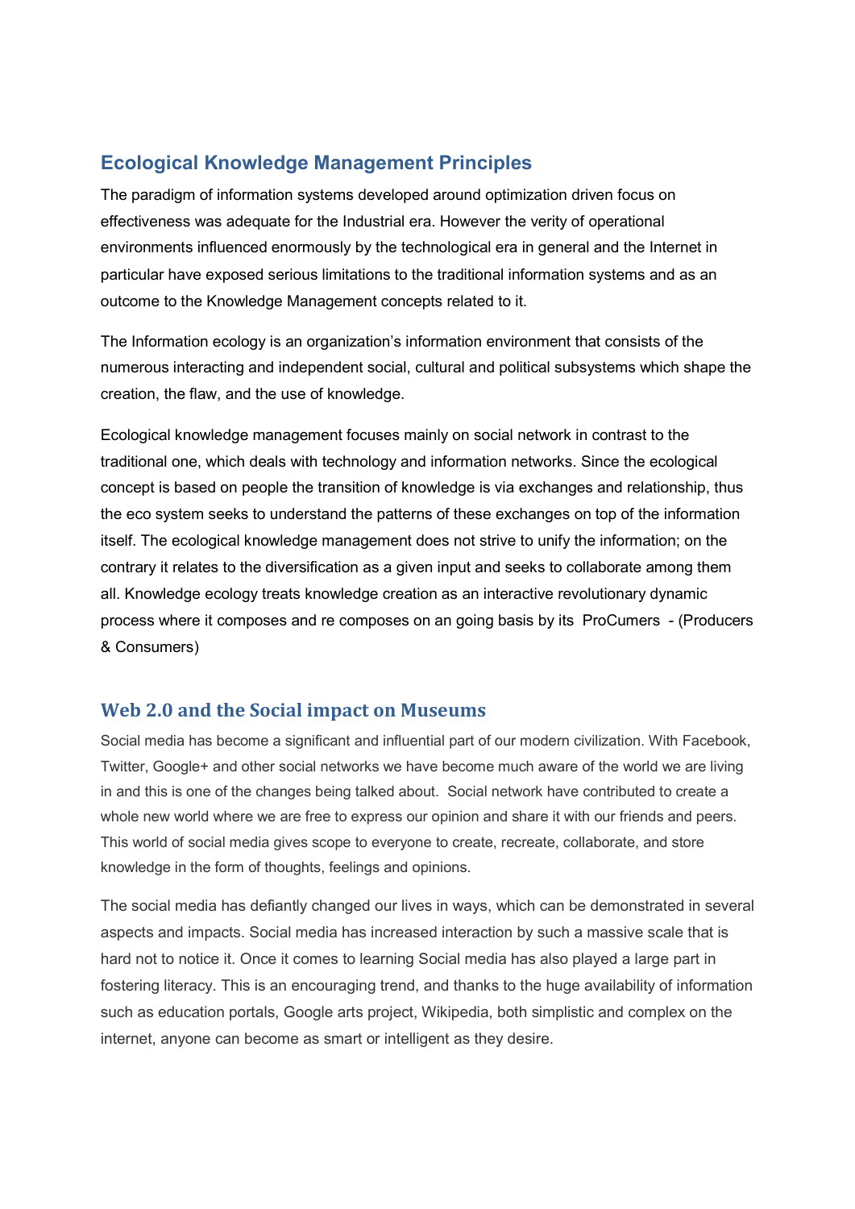## Ecological Knowledge Management Principles

The paradigm of information systems developed around optimization driven focus on effectiveness was adequate for the Industrial era. However the verity of operational environments influenced enormously by the technological era in general and the Internet in particular have exposed serious limitations to the traditional information systems and as an outcome to the Knowledge Management concepts related to it.

The Information ecology is an organization's information environment that consists of the numerous interacting and independent social, cultural and political subsystems which shape the creation, the flaw, and the use of knowledge.

Ecological knowledge management focuses mainly on social network in contrast to the traditional one, which deals with technology and information networks. Since the ecological concept is based on people the transition of knowledge is via exchanges and relationship, thus the eco system seeks to understand the patterns of these exchanges on top of the information itself. The ecological knowledge management does not strive to unify the information; on the contrary it relates to the diversification as a given input and seeks to collaborate among them all. Knowledge ecology treats knowledge creation as an interactive revolutionary dynamic process where it composes and re composes on an going basis by its ProCumers - (Producers & Consumers)

## Web 2.0 and the Social impact on Museums

Social media has become a significant and influential part of our modern civilization. With Facebook, Twitter, Google+ and other social networks we have become much aware of the world we are living in and this is one of the changes being talked about. Social network have contributed to create a whole new world where we are free to express our opinion and share it with our friends and peers. This world of social media gives scope to everyone to create, recreate, collaborate, and store knowledge in the form of thoughts, feelings and opinions.

The social media has defiantly changed our lives in ways, which can be demonstrated in several aspects and impacts. Social media has increased interaction by such a massive scale that is hard not to notice it. Once it comes to learning Social media has also played a large part in fostering literacy. This is an encouraging trend, and thanks to the huge availability of information such as education portals, Google arts project, Wikipedia, both simplistic and complex on the internet, anyone can become as smart or intelligent as they desire.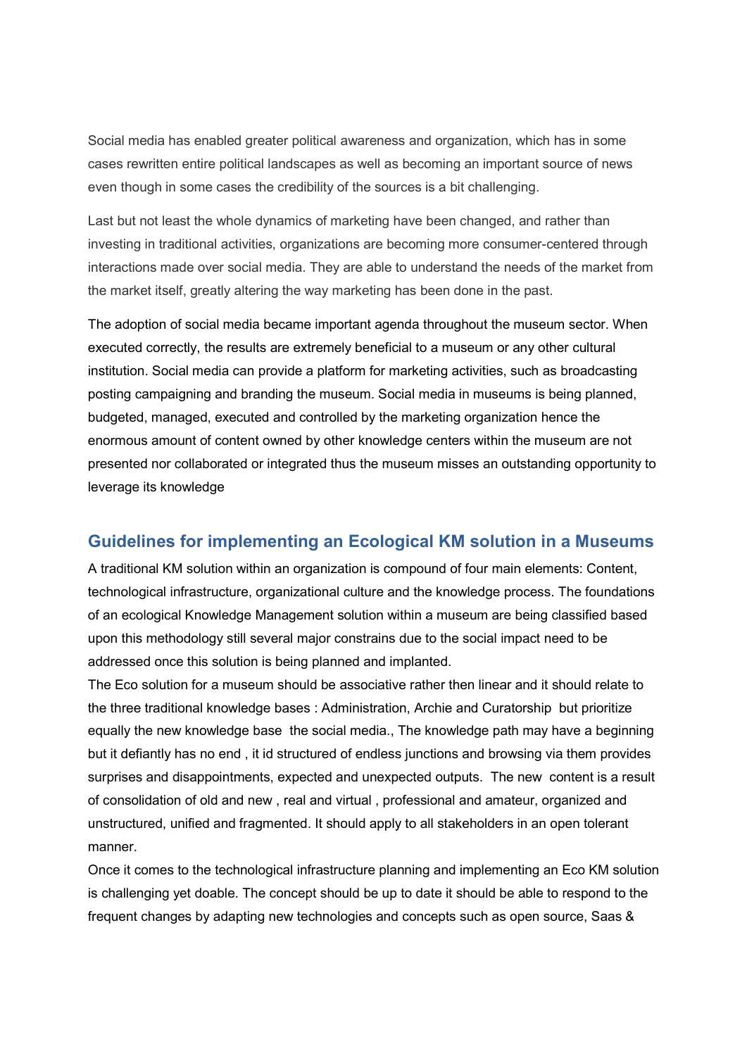Social media has enabled greater political awareness and organization, which has in some cases rewritten entire political landscapes as well as becoming an important source of news even though in some cases the credibility of the sources is a bit challenging.

Last but not least the whole dynamics of marketing have been changed, and rather than investing in traditional activities, organizations are becoming more consumer-centered through interactions made over social media. They are able to understand the needs of the market from the market itself, greatly altering the way marketing has been done in the past.

The adoption of social media became important agenda throughout the museum sector. When executed correctly, the results are extremely beneficial to a museum or any other cultural institution. Social media can provide a platform for marketing activities, such as broadcasting posting campaigning and branding the museum. Social media in museums is being planned, budgeted, managed, executed and controlled by the marketing organization hence the enormous amount of content owned by other knowledge centers within the museum are not presented nor collaborated or integrated thus the museum misses an outstanding opportunity to leverage its knowledge

## Guidelines for implementing an Ecological KM solution in a Museums

A traditional KM solution within an organization is compound of four main elements: Content, technological infrastructure, organizational culture and the knowledge process. The foundations of an ecological Knowledge Management solution within a museum are being classified based upon this methodology still several major constrains due to the social impact need to be addressed once this solution is being planned and implanted.

The Eco solution for a museum should be associative rather then linear and it should relate to the three traditional knowledge bases : Administration, Archie and Curatorship but prioritize equally the new knowledge base the social media., The knowledge path may have a beginning but it defiantly has no end , it id structured of endless junctions and browsing via them provides surprises and disappointments, expected and unexpected outputs. The new content is a result of consolidation of old and new , real and virtual , professional and amateur, organized and unstructured, unified and fragmented. It should apply to all stakeholders in an open tolerant manner.

Once it comes to the technological infrastructure planning and implementing an Eco KM solution is challenging yet doable. The concept should be up to date it should be able to respond to the frequent changes by adapting new technologies and concepts such as open source, Saas &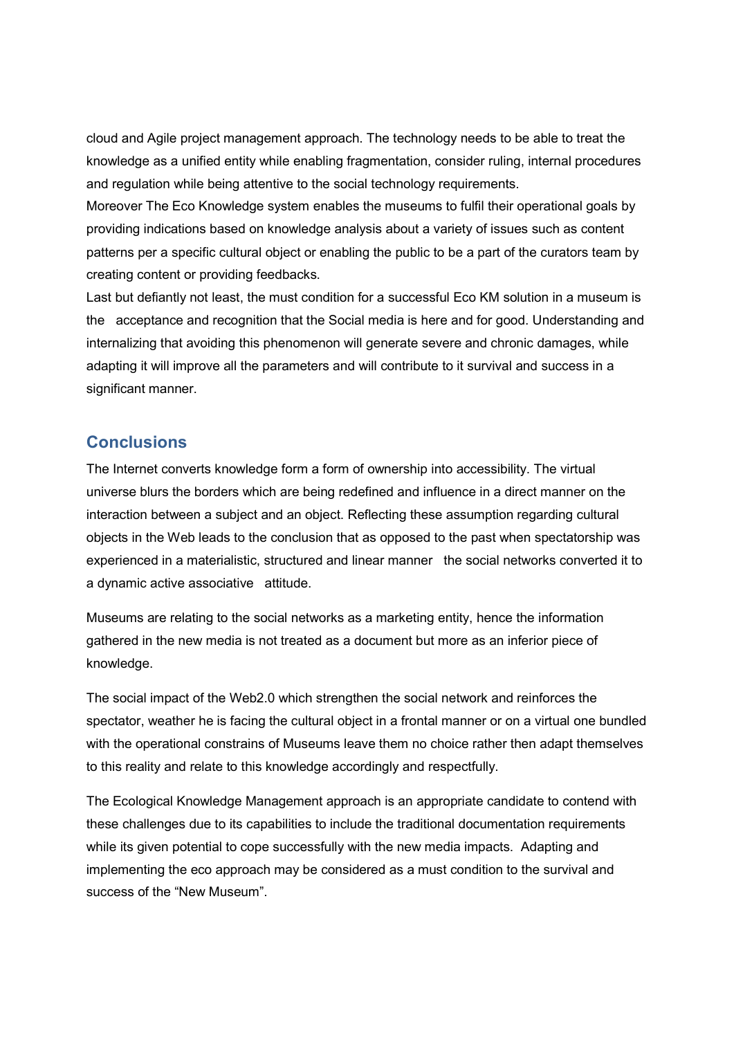cloud and Agile project management approach. The technology needs to be able to treat the knowledge as a unified entity while enabling fragmentation, consider ruling, internal procedures and regulation while being attentive to the social technology requirements.

Moreover The Eco Knowledge system enables the museums to fulfil their operational goals by providing indications based on knowledge analysis about a variety of issues such as content patterns per a specific cultural object or enabling the public to be a part of the curators team by creating content or providing feedbacks.

Last but defiantly not least, the must condition for a successful Eco KM solution in a museum is the acceptance and recognition that the Social media is here and for good. Understanding and internalizing that avoiding this phenomenon will generate severe and chronic damages, while adapting it will improve all the parameters and will contribute to it survival and success in a significant manner.

## Conclusions

The Internet converts knowledge form a form of ownership into accessibility. The virtual universe blurs the borders which are being redefined and influence in a direct manner on the interaction between a subject and an object. Reflecting these assumption regarding cultural objects in the Web leads to the conclusion that as opposed to the past when spectatorship was experienced in a materialistic, structured and linear manner the social networks converted it to a dynamic active associative attitude.

Museums are relating to the social networks as a marketing entity, hence the information gathered in the new media is not treated as a document but more as an inferior piece of knowledge.

The social impact of the Web2.0 which strengthen the social network and reinforces the spectator, weather he is facing the cultural object in a frontal manner or on a virtual one bundled with the operational constrains of Museums leave them no choice rather then adapt themselves to this reality and relate to this knowledge accordingly and respectfully.

The Ecological Knowledge Management approach is an appropriate candidate to contend with these challenges due to its capabilities to include the traditional documentation requirements while its given potential to cope successfully with the new media impacts. Adapting and implementing the eco approach may be considered as a must condition to the survival and success of the "New Museum".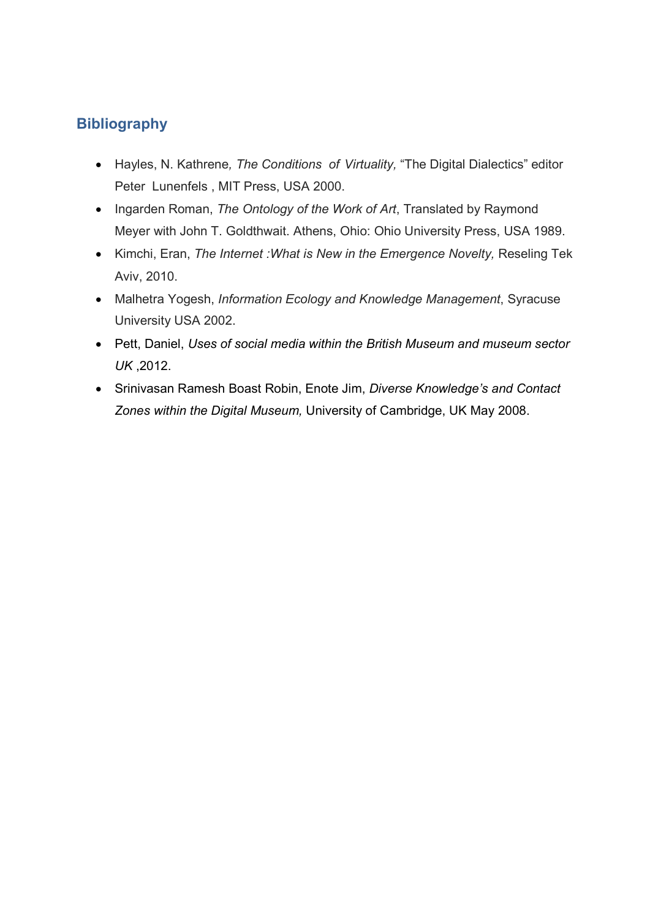## Bibliography

- Hayles, N. Kathrene*, The Conditions of Virtuality,* "The Digital Dialectics" editor Peter Lunenfels , MIT Press, USA 2000.
- Ingarden Roman, *The Ontology of the Work of Art*, Translated by Raymond Meyer with John T. Goldthwait. Athens, Ohio: Ohio University Press, USA 1989.
- Kimchi, Eran, *The Internet :What is New in the Emergence Novelty,* Reseling Tek Aviv, 2010.
- Malhetra Yogesh, *Information Ecology and Knowledge Management*, Syracuse University USA 2002.
- Pett, Daniel, *Uses of social media within the British Museum and museum sector UK* ,2012.
- Srinivasan Ramesh Boast Robin, Enote Jim, *Diverse Knowledge's and Contact Zones within the Digital Museum,* University of Cambridge, UK May 2008.